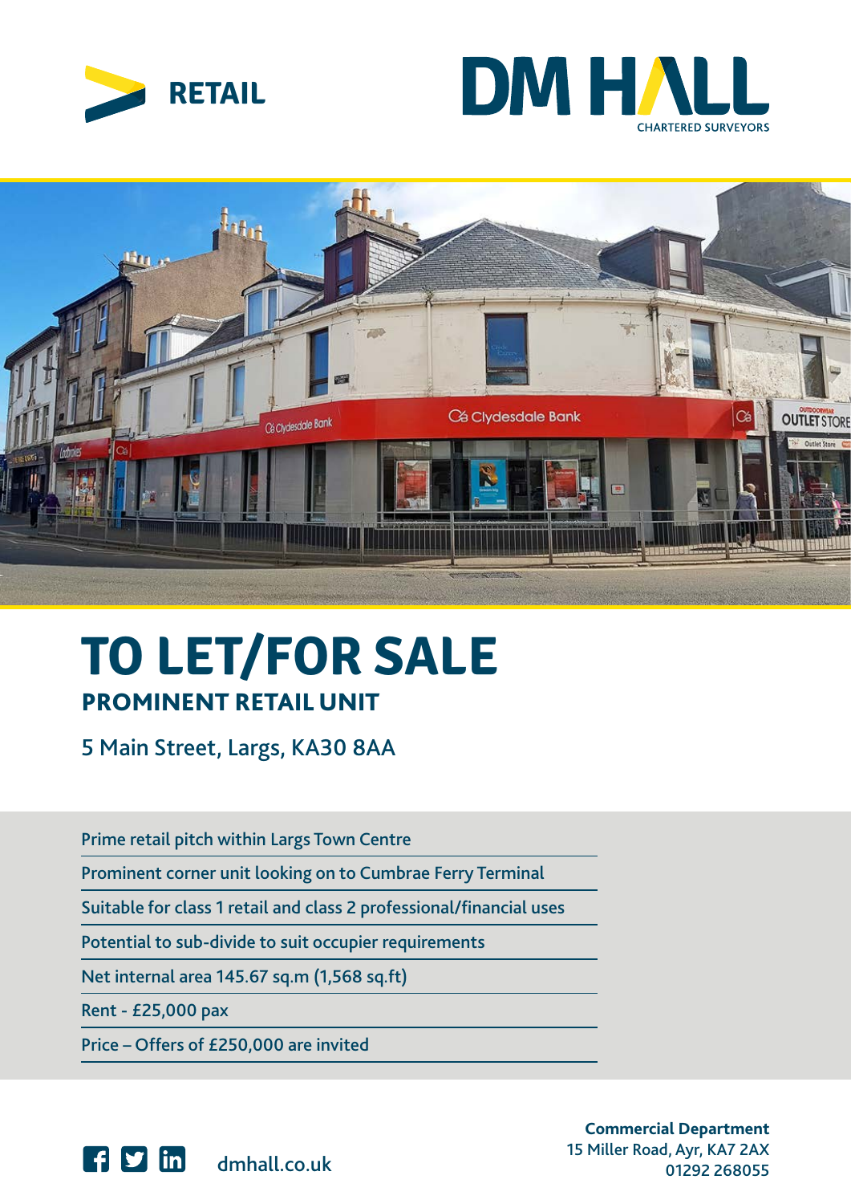RETAIL

DM HALL
CHARTERED SURVEYORS

# TO LET/FOR SALE

## PROMINENT RETAIL UNIT

5 Main Street, Largs, KA30 8AA

- Prime retail pitch within Largs Town Centre
- Prominent corner unit looking on to Cumbrae Ferry Terminal
- Suitable for class 1 retail and class 2 professional/financial uses
- Potential to sub-divide to suit occupier requirements
- Net internal area 145.67 sq.m (1,568 sq.ft)
- Rent - £25,000 pax
- Price – Offers of £250,000 are invited

dmhall.co.uk

**Commercial Department**
15 Miller Road, Ayr, KA7 2AX
01292 268055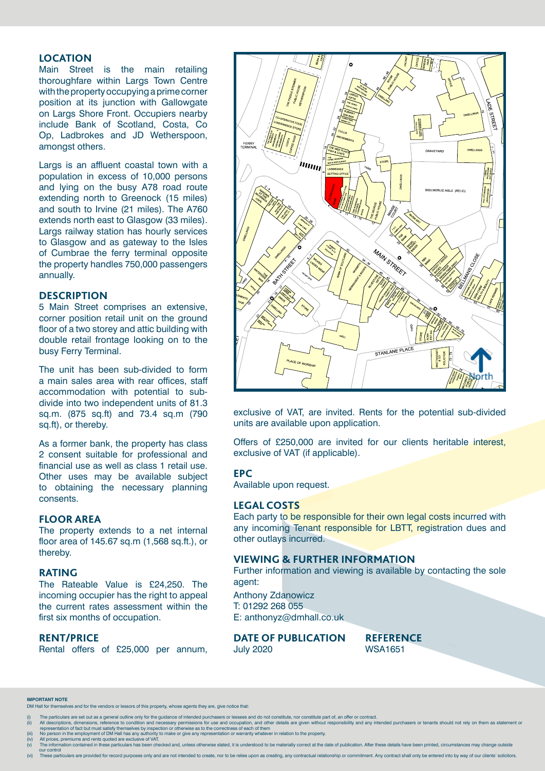## LOCATION

Main Street is the main retailing thoroughfare within Largs Town Centre with the property occupying a prime corner position at its junction with Gallowgate on Largs Shore Front. Occupiers nearby include Bank of Scotland, Costa, Co Op, Ladbrokes and JD Wetherspoon, amongst others.

Largs is an affluent coastal town with a population in excess of 10,000 persons and lying on the busy A78 road route extending north to Greenock (15 miles) and south to Irvine (21 miles). The A760 extends north east to Glasgow (33 miles). Largs railway station has hourly services to Glasgow and as gateway to the Isles of Cumbrae the ferry terminal opposite the property handles 750,000 passengers annually.

## DESCRIPTION

5 Main Street comprises an extensive, corner position retail unit on the ground floor of a two storey and attic building with double retail frontage looking on to the busy Ferry Terminal.

The unit has been sub-divided to form a main sales area with rear offices, staff accommodation with potential to sub-divide into two independent units of 81.3 sq.m. (875 sq.ft) and 73.4 sq.m (790 sq.ft), or thereby.

As a former bank, the property has class 2 consent suitable for professional and financial use as well as class 1 retail use. Other uses may be available subject to obtaining the necessary planning consents.

## FLOOR AREA

The property extends to a net internal floor area of 145.67 sq.m (1,568 sq.ft.), or thereby.

## RATING

The Rateable Value is £24,250. The incoming occupier has the right to appeal the current rates assessment within the first six months of occupation.

## RENT/PRICE

Rental offers of £25,000 per annum, exclusive of VAT, are invited. Rents for the potential sub-divided units are available upon application.

Offers of £250,000 are invited for our clients heritable interest, exclusive of VAT (if applicable).

## EPC

Available upon request.

## LEGAL COSTS

Each party to be responsible for their own legal costs incurred with any incoming Tenant responsible for LBTT, registration dues and other outlays incurred.

## VIEWING & FURTHER INFORMATION

Further information and viewing is available by contacting the sole agent:

Anthony Zdanowicz
T: 01292 268 055
E: anthonyz@dmhall.co.uk

## DATE OF PUBLICATION

July 2020

## REFERENCE

WSA1651

**IMPORTANT NOTE**

DM Hall for themselves and for the vendors or lessors of this property, whose agents they are, give notice that:

(i) The particulars are set out as a general outline only for the guidance of intended purchasers or lessees and do not constitute, nor constitute part of, an offer or contract.
(ii) All descriptions, dimensions, reference to condition and necessary permissions for use and occupation, and other details are given without responsibility and any intended purchasers or tenants should not rely on them as statement or representation of fact but must satisfy themselves by inspection or otherwise as to the correctness of each of them
(iii) No person in the employment of DM Hall has any authority to make or give any representation or warranty whatever in relation to the property.
(iv) All prices, premiums and rents quoted are exclusive of VAT.
(v) The information contained in these particulars has been checked and, unless otherwise stated, it is understood to be materially correct at the date of publication. After these details have been printed, circumstances may change outside our control
(vi) These particulars are provided for record purposes only and are not intended to create, nor to be relies upon as creating, any contractual relationship or commitment. Any contract shall only be entered into by way of our clients' solicitors.